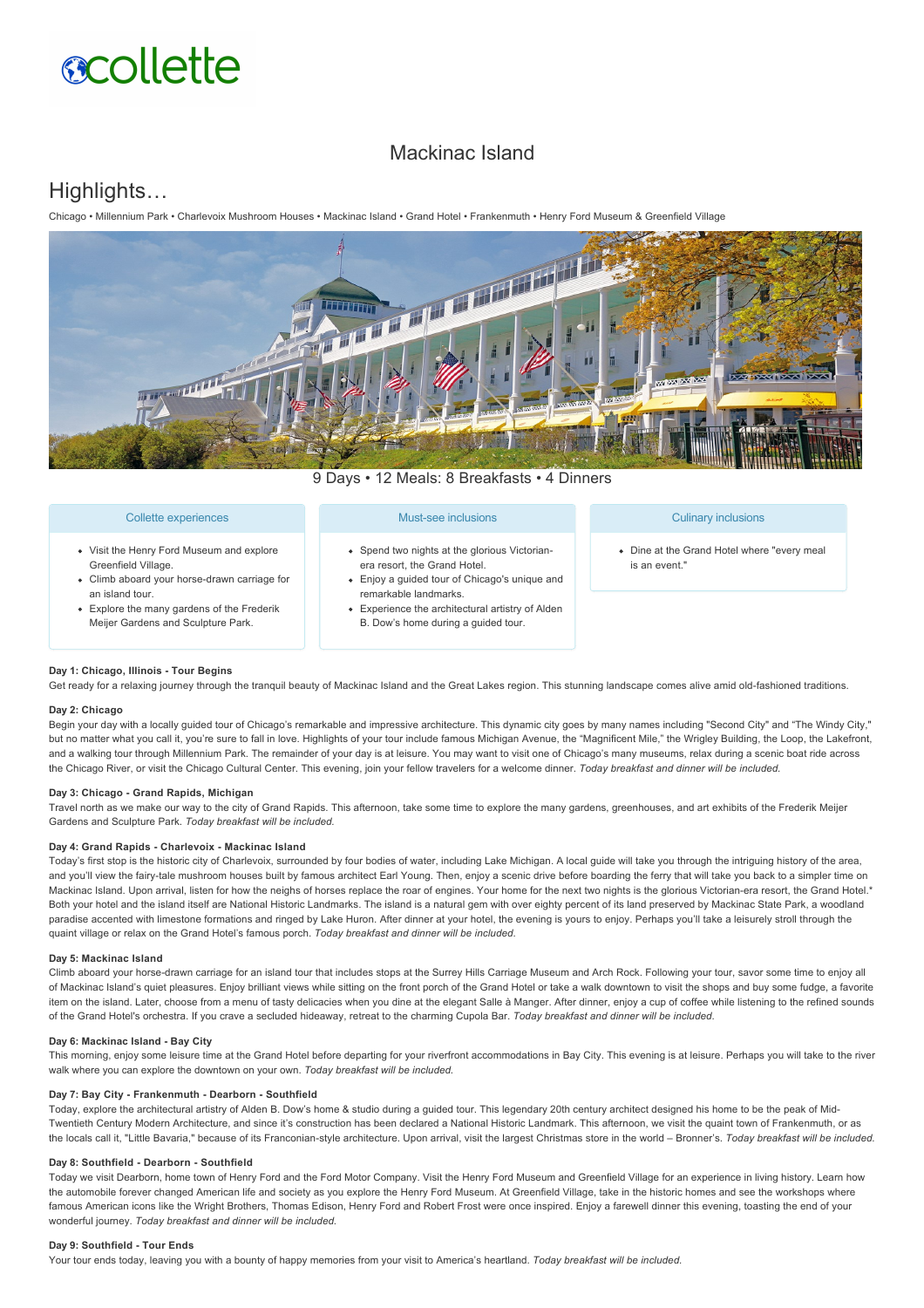collette

# Mackinac Island

## Highlights…

Chicago • Millennium Park • Charlevoix Mushroom Houses • Mackinac Island • Grand Hotel • Frankenmuth • Henry Ford Museum & Greenfield Village

9 Days • 12 Meals: 8 Breakfasts • 4 Dinners

### Collette experiences

- Visit the Henry Ford Museum and explore Greenfield Village.
- Climb aboard your horse-drawn carriage for an island tour.
- Explore the many gardens of the Frederik Meijer Gardens and Sculpture Park.

### Must-see inclusions

- Spend two nights at the glorious Victorian-era resort, the Grand Hotel.
- Enjoy a guided tour of Chicago's unique and remarkable landmarks.
- Experience the architectural artistry of Alden B. Dow's home during a guided tour.

### Culinary inclusions

- Dine at the Grand Hotel where "every meal is an event."

**Day 1: Chicago, Illinois - Tour Begins**

Get ready for a relaxing journey through the tranquil beauty of Mackinac Island and the Great Lakes region. This stunning landscape comes alive amid old-fashioned traditions.

**Day 2: Chicago**

Begin your day with a locally guided tour of Chicago's remarkable and impressive architecture. This dynamic city goes by many names including "Second City" and "The Windy City," but no matter what you call it, you're sure to fall in love. Highlights of your tour include famous Michigan Avenue, the "Magnificent Mile," the Wrigley Building, the Loop, the Lakefront, and a walking tour through Millennium Park. The remainder of your day is at leisure. You may want to visit one of Chicago's many museums, relax during a scenic boat ride across the Chicago River, or visit the Chicago Cultural Center. This evening, join your fellow travelers for a welcome dinner. *Today breakfast and dinner will be included.*

**Day 3: Chicago - Grand Rapids, Michigan**

Travel north as we make our way to the city of Grand Rapids. This afternoon, take some time to explore the many gardens, greenhouses, and art exhibits of the Frederik Meijer Gardens and Sculpture Park. *Today breakfast will be included.*

**Day 4: Grand Rapids - Charlevoix - Mackinac Island**

Today's first stop is the historic city of Charlevoix, surrounded by four bodies of water, including Lake Michigan. A local guide will take you through the intriguing history of the area, and you'll view the fairy-tale mushroom houses built by famous architect Earl Young. Then, enjoy a scenic drive before boarding the ferry that will take you back to a simpler time on Mackinac Island. Upon arrival, listen for how the neighs of horses replace the roar of engines. Your home for the next two nights is the glorious Victorian-era resort, the Grand Hotel.* Both your hotel and the island itself are National Historic Landmarks. The island is a natural gem with over eighty percent of its land preserved by Mackinac State Park, a woodland paradise accented with limestone formations and ringed by Lake Huron. After dinner at your hotel, the evening is yours to enjoy. Perhaps you'll take a leisurely stroll through the quaint village or relax on the Grand Hotel's famous porch. *Today breakfast and dinner will be included.*

**Day 5: Mackinac Island**

Climb aboard your horse-drawn carriage for an island tour that includes stops at the Surrey Hills Carriage Museum and Arch Rock. Following your tour, savor some time to enjoy all of Mackinac Island's quiet pleasures. Enjoy brilliant views while sitting on the front porch of the Grand Hotel or take a walk downtown to visit the shops and buy some fudge, a favorite item on the island. Later, choose from a menu of tasty delicacies when you dine at the elegant Salle à Manger. After dinner, enjoy a cup of coffee while listening to the refined sounds of the Grand Hotel's orchestra. If you crave a secluded hideaway, retreat to the charming Cupola Bar. *Today breakfast and dinner will be included.*

**Day 6: Mackinac Island - Bay City**

This morning, enjoy some leisure time at the Grand Hotel before departing for your riverfront accommodations in Bay City. This evening is at leisure. Perhaps you will take to the river walk where you can explore the downtown on your own. *Today breakfast will be included.*

**Day 7: Bay City - Frankenmuth - Dearborn - Southfield**

Today, explore the architectural artistry of Alden B. Dow's home & studio during a guided tour. This legendary 20th century architect designed his home to be the peak of Mid-Twentieth Century Modern Architecture, and since it's construction has been declared a National Historic Landmark. This afternoon, we visit the quaint town of Frankenmuth, or as the locals call it, "Little Bavaria," because of its Franconian-style architecture. Upon arrival, visit the largest Christmas store in the world – Bronner's. *Today breakfast will be included.*

**Day 8: Southfield - Dearborn - Southfield**

Today we visit Dearborn, home town of Henry Ford and the Ford Motor Company. Visit the Henry Ford Museum and Greenfield Village for an experience in living history. Learn how the automobile forever changed American life and society as you explore the Henry Ford Museum. At Greenfield Village, take in the historic homes and see the workshops where famous American icons like the Wright Brothers, Thomas Edison, Henry Ford and Robert Frost were once inspired. Enjoy a farewell dinner this evening, toasting the end of your wonderful journey. *Today breakfast and dinner will be included.*

**Day 9: Southfield - Tour Ends**

Your tour ends today, leaving you with a bounty of happy memories from your visit to America's heartland. *Today breakfast will be included.*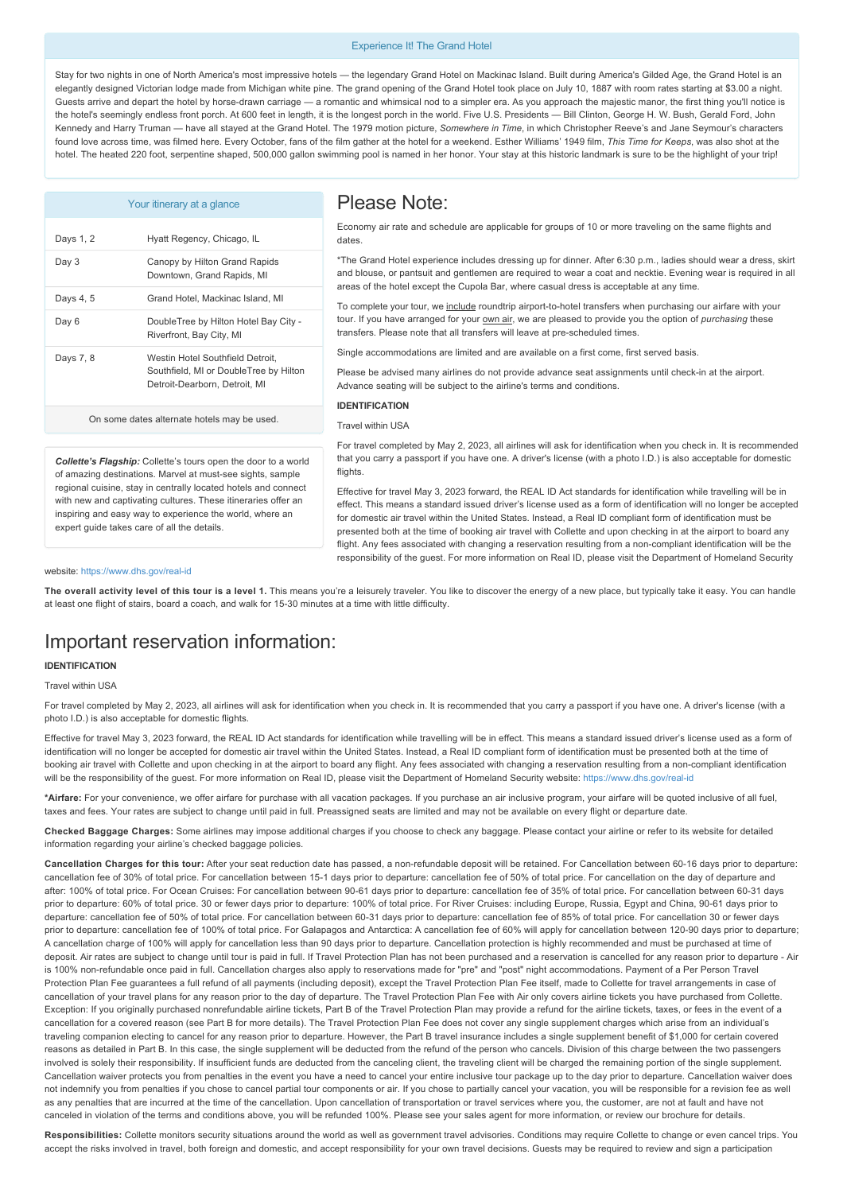### Experience It! The Grand Hotel

Stay for two nights in one of North America's most impressive hotels — the legendary Grand Hotel on Mackinac Island. Built during America's Gilded Age, the Grand Hotel is an elegantly designed Victorian lodge made from Michigan white pine. The grand opening of the Grand Hotel took place on July 10, 1887 with room rates starting at $3.00 a night. Guests arrive and depart the hotel by horse-drawn carriage — a romantic and whimsical nod to a simpler era. As you approach the majestic manor, the first thing you'll notice is the hotel's seemingly endless front porch. At 600 feet in length, it is the longest porch in the world. Five U.S. Presidents — Bill Clinton, George H. W. Bush, Gerald Ford, John Kennedy and Harry Truman — have all stayed at the Grand Hotel. The 1979 motion picture, *Somewhere in Time*, in which Christopher Reeve's and Jane Seymour's characters found love across time, was filmed here. Every October, fans of the film gather at the hotel for a weekend. Esther Williams' 1949 film, *This Time for Keeps*, was also shot at the hotel. The heated 220 foot, serpentine shaped, 500,000 gallon swimming pool is named in her honor. Your stay at this historic landmark is sure to be the highlight of your trip!

### Your itinerary at a glance

| Days | Hotel |
|---|---|
| Days 1, 2 | Hyatt Regency, Chicago, IL |
| Day 3 | Canopy by Hilton Grand Rapids Downtown, Grand Rapids, MI |
| Days 4, 5 | Grand Hotel, Mackinac Island, MI |
| Day 6 | DoubleTree by Hilton Hotel Bay City - Riverfront, Bay City, MI |
| Days 7, 8 | Westin Hotel Southfield Detroit, Southfield, MI or DoubleTree by Hilton Detroit-Dearborn, Detroit, MI |

On some dates alternate hotels may be used.

***Collette's Flagship:*** Collette's tours open the door to a world of amazing destinations. Marvel at must-see sights, sample regional cuisine, stay in centrally located hotels and connect with new and captivating cultures. These itineraries offer an inspiring and easy way to experience the world, where an expert guide takes care of all the details.

# Please Note:

Economy air rate and schedule are applicable for groups of 10 or more traveling on the same flights and dates.

*The Grand Hotel experience includes dressing up for dinner. After 6:30 p.m., ladies should wear a dress, skirt and blouse, or pantsuit and gentlemen are required to wear a coat and necktie. Evening wear is required in all areas of the hotel except the Cupola Bar, where casual dress is acceptable at any time.

To complete your tour, we include roundtrip airport-to-hotel transfers when purchasing our airfare with your tour. If you have arranged for your own air, we are pleased to provide you the option of *purchasing* these transfers. Please note that all transfers will leave at pre-scheduled times.

Single accommodations are limited and are available on a first come, first served basis.

Please be advised many airlines do not provide advance seat assignments until check-in at the airport. Advance seating will be subject to the airline's terms and conditions.

**IDENTIFICATION**

Travel within USA

For travel completed by May 2, 2023, all airlines will ask for identification when you check in. It is recommended that you carry a passport if you have one. A driver's license (with a photo I.D.) is also acceptable for domestic flights.

Effective for travel May 3, 2023 forward, the REAL ID Act standards for identification while travelling will be in effect. This means a standard issued driver's license used as a form of identification will no longer be accepted for domestic air travel within the United States. Instead, a Real ID compliant form of identification must be presented both at the time of booking air travel with Collette and upon checking in at the airport to board any flight. Any fees associated with changing a reservation resulting from a non-compliant identification will be the responsibility of the guest. For more information on Real ID, please visit the Department of Homeland Security website: https://www.dhs.gov/real-id

**The overall activity level of this tour is a level 1.** This means you're a leisurely traveler. You like to discover the energy of a new place, but typically take it easy. You can handle at least one flight of stairs, board a coach, and walk for 15-30 minutes at a time with little difficulty.

# Important reservation information:

**IDENTIFICATION**

Travel within USA

For travel completed by May 2, 2023, all airlines will ask for identification when you check in. It is recommended that you carry a passport if you have one. A driver's license (with a photo I.D.) is also acceptable for domestic flights.

Effective for travel May 3, 2023 forward, the REAL ID Act standards for identification while travelling will be in effect. This means a standard issued driver's license used as a form of identification will no longer be accepted for domestic air travel within the United States. Instead, a Real ID compliant form of identification must be presented both at the time of booking air travel with Collette and upon checking in at the airport to board any flight. Any fees associated with changing a reservation resulting from a non-compliant identification will be the responsibility of the guest. For more information on Real ID, please visit the Department of Homeland Security website: https://www.dhs.gov/real-id

***Airfare:** For your convenience, we offer airfare for purchase with all vacation packages. If you purchase an air inclusive program, your airfare will be quoted inclusive of all fuel, taxes and fees. Your rates are subject to change until paid in full. Preassigned seats are limited and may not be available on every flight or departure date.

**Checked Baggage Charges:** Some airlines may impose additional charges if you choose to check any baggage. Please contact your airline or refer to its website for detailed information regarding your airline's checked baggage policies.

**Cancellation Charges for this tour:** After your seat reduction date has passed, a non-refundable deposit will be retained. For Cancellation between 60-16 days prior to departure: cancellation fee of 30% of total price. For cancellation between 15-1 days prior to departure: cancellation fee of 50% of total price. For cancellation on the day of departure and after: 100% of total price. For Ocean Cruises: For cancellation between 90-61 days prior to departure: cancellation fee of 35% of total price. For cancellation between 60-31 days prior to departure: 60% of total price. 30 or fewer days prior to departure: 100% of total price. For River Cruises: including Europe, Russia, Egypt and China, 90-61 days prior to departure: cancellation fee of 50% of total price. For cancellation between 60-31 days prior to departure: cancellation fee of 85% of total price. For cancellation 30 or fewer days prior to departure: cancellation fee of 100% of total price. For Galapagos and Antarctica: A cancellation fee of 60% will apply for cancellation between 120-90 days prior to departure; A cancellation charge of 100% will apply for cancellation less than 90 days prior to departure. Cancellation protection is highly recommended and must be purchased at time of deposit. Air rates are subject to change until tour is paid in full. If Travel Protection Plan has not been purchased and a reservation is cancelled for any reason prior to departure - Air is 100% non-refundable once paid in full. Cancellation charges also apply to reservations made for "pre" and "post" night accommodations. Payment of a Per Person Travel Protection Plan Fee guarantees a full refund of all payments (including deposit), except the Travel Protection Plan Fee itself, made to Collette for travel arrangements in case of cancellation of your travel plans for any reason prior to the day of departure. The Travel Protection Plan Fee with Air only covers airline tickets you have purchased from Collette. Exception: If you originally purchased nonrefundable airline tickets, Part B of the Travel Protection Plan may provide a refund for the airline tickets, taxes, or fees in the event of a cancellation for a covered reason (see Part B for more details). The Travel Protection Plan Fee does not cover any single supplement charges which arise from an individual's traveling companion electing to cancel for any reason prior to departure. However, the Part B travel insurance includes a single supplement benefit of $1,000 for certain covered reasons as detailed in Part B. In this case, the single supplement will be deducted from the refund of the person who cancels. Division of this charge between the two passengers involved is solely their responsibility. If insufficient funds are deducted from the canceling client, the traveling client will be charged the remaining portion of the single supplement. Cancellation waiver protects you from penalties in the event you have a need to cancel your entire inclusive tour package up to the day prior to departure. Cancellation waiver does not indemnify you from penalties if you chose to cancel partial tour components or air. If you chose to partially cancel your vacation, you will be responsible for a revision fee as well as any penalties that are incurred at the time of the cancellation. Upon cancellation of transportation or travel services where you, the customer, are not at fault and have not canceled in violation of the terms and conditions above, you will be refunded 100%. Please see your sales agent for more information, or review our brochure for details.

**Responsibilities:** Collette monitors security situations around the world as well as government travel advisories. Conditions may require Collette to change or even cancel trips. You accept the risks involved in travel, both foreign and domestic, and accept responsibility for your own travel decisions. Guests may be required to review and sign a participation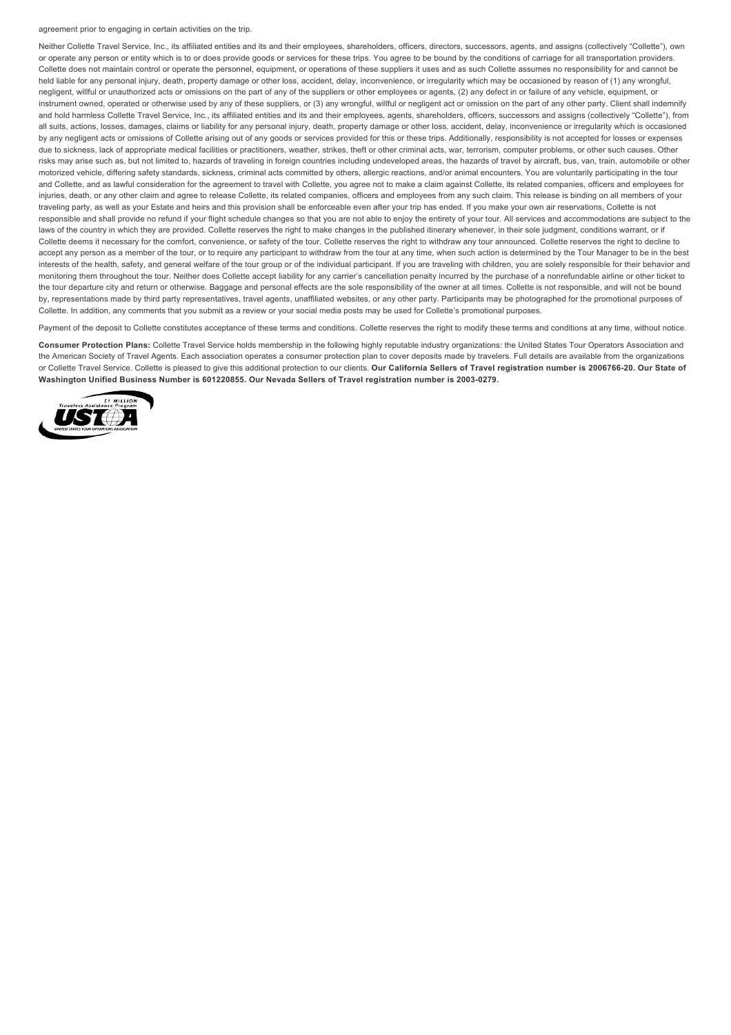agreement prior to engaging in certain activities on the trip.

Neither Collette Travel Service, Inc., its affiliated entities and its and their employees, shareholders, officers, directors, successors, agents, and assigns (collectively "Collette"), own or operate any person or entity which is to or does provide goods or services for these trips. You agree to be bound by the conditions of carriage for all transportation providers. Collette does not maintain control or operate the personnel, equipment, or operations of these suppliers it uses and as such Collette assumes no responsibility for and cannot be held liable for any personal injury, death, property damage or other loss, accident, delay, inconvenience, or irregularity which may be occasioned by reason of (1) any wrongful, negligent, willful or unauthorized acts or omissions on the part of any of the suppliers or other employees or agents, (2) any defect in or failure of any vehicle, equipment, or instrument owned, operated or otherwise used by any of these suppliers, or (3) any wrongful, willful or negligent act or omission on the part of any other party. Client shall indemnify and hold harmless Collette Travel Service, Inc., its affiliated entities and its and their employees, agents, shareholders, officers, successors and assigns (collectively "Collette"), from all suits, actions, losses, damages, claims or liability for any personal injury, death, property damage or other loss, accident, delay, inconvenience or irregularity which is occasioned by any negligent acts or omissions of Collette arising out of any goods or services provided for this or these trips. Additionally, responsibility is not accepted for losses or expenses due to sickness, lack of appropriate medical facilities or practitioners, weather, strikes, theft or other criminal acts, war, terrorism, computer problems, or other such causes. Other risks may arise such as, but not limited to, hazards of traveling in foreign countries including undeveloped areas, the hazards of travel by aircraft, bus, van, train, automobile or other motorized vehicle, differing safety standards, sickness, criminal acts committed by others, allergic reactions, and/or animal encounters. You are voluntarily participating in the tour and Collette, and as lawful consideration for the agreement to travel with Collette, you agree not to make a claim against Collette, its related companies, officers and employees for injuries, death, or any other claim and agree to release Collette, its related companies, officers and employees from any such claim. This release is binding on all members of your traveling party, as well as your Estate and heirs and this provision shall be enforceable even after your trip has ended. If you make your own air reservations, Collette is not responsible and shall provide no refund if your flight schedule changes so that you are not able to enjoy the entirety of your tour. All services and accommodations are subject to the laws of the country in which they are provided. Collette reserves the right to make changes in the published itinerary whenever, in their sole judgment, conditions warrant, or if Collette deems it necessary for the comfort, convenience, or safety of the tour. Collette reserves the right to withdraw any tour announced. Collette reserves the right to decline to accept any person as a member of the tour, or to require any participant to withdraw from the tour at any time, when such action is determined by the Tour Manager to be in the best interests of the health, safety, and general welfare of the tour group or of the individual participant. If you are traveling with children, you are solely responsible for their behavior and monitoring them throughout the tour. Neither does Collette accept liability for any carrier's cancellation penalty incurred by the purchase of a nonrefundable airline or other ticket to the tour departure city and return or otherwise. Baggage and personal effects are the sole responsibility of the owner at all times. Collette is not responsible, and will not be bound by, representations made by third party representatives, travel agents, unaffiliated websites, or any other party. Participants may be photographed for the promotional purposes of Collette. In addition, any comments that you submit as a review or your social media posts may be used for Collette's promotional purposes.

Payment of the deposit to Collette constitutes acceptance of these terms and conditions. Collette reserves the right to modify these terms and conditions at any time, without notice.

**Consumer Protection Plans:** Collette Travel Service holds membership in the following highly reputable industry organizations: the United States Tour Operators Association and the American Society of Travel Agents. Each association operates a consumer protection plan to cover deposits made by travelers. Full details are available from the organizations or Collette Travel Service. Collette is pleased to give this additional protection to our clients. **Our California Sellers of Travel registration number is 2006766-20. Our State of Washington Unified Business Number is 601220855. Our Nevada Sellers of Travel registration number is 2003-0279.**